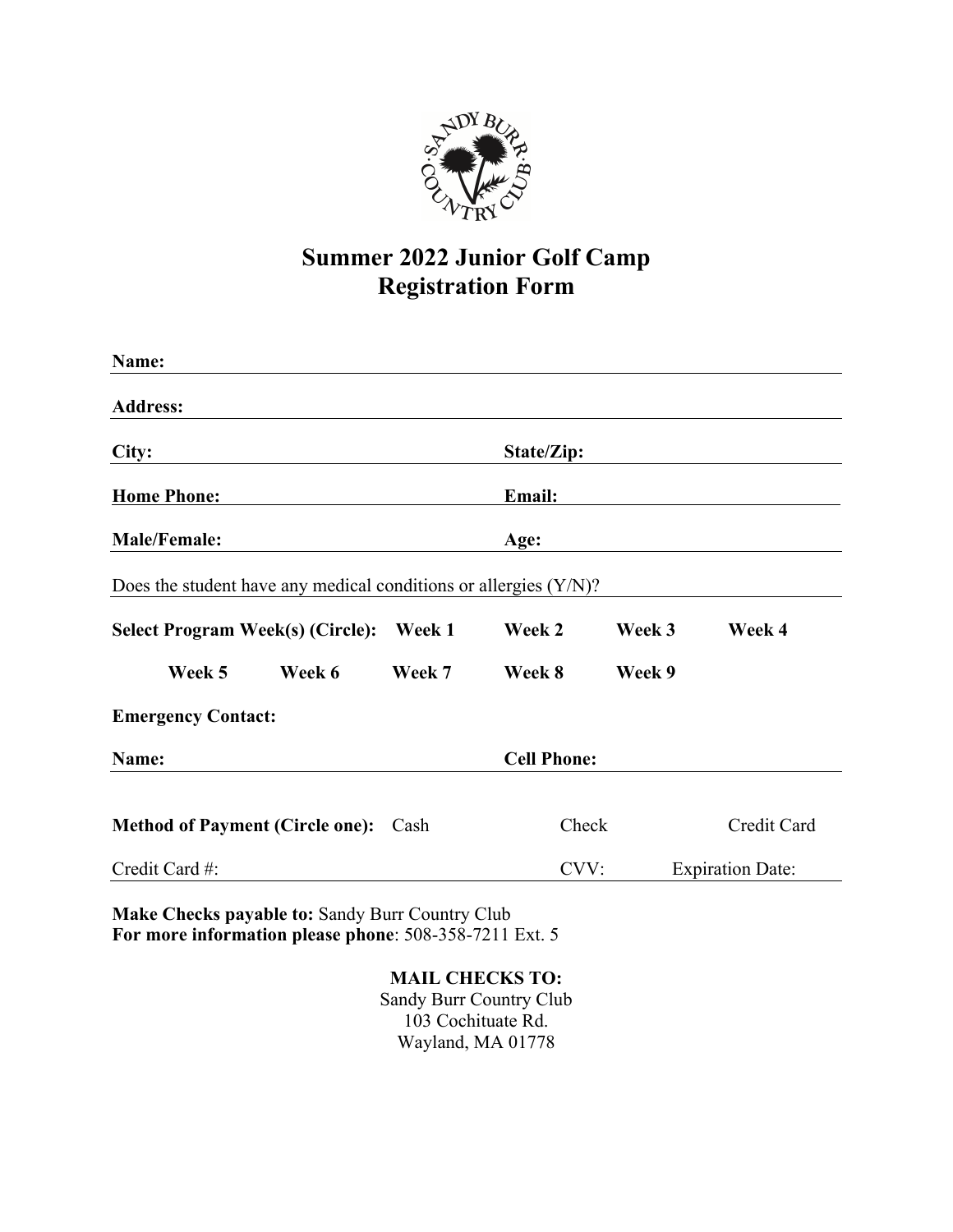# Summer 2022 Junior Golf Camp
# Registration Form

**Name:** ______________________________________________

**Address:** ______________________________________________

**City:** ______________________ **State/Zip:** ______________________

**Home Phone:** ______________________ **Email:** ______________________

**Male/Female:** ______________________ **Age:** ______________________

Does the student have any medical conditions or allergies (Y/N)? ______________________

**Select Program Week(s) (Circle):** **Week 1** **Week 2** **Week 3** **Week 4**

**Week 5** **Week 6** **Week 7** **Week 8** **Week 9**

**Emergency Contact:**

**Name:** ______________________ **Cell Phone:** ______________________

**Method of Payment (Circle one):** Cash Check Credit Card

Credit Card #: ______________________ CVV: __________ Expiration Date: __________

**Make Checks payable to:** Sandy Burr Country Club
**For more information please phone**: 508-358-7211 Ext. 5

**MAIL CHECKS TO:**
Sandy Burr Country Club
103 Cochituate Rd.
Wayland, MA 01778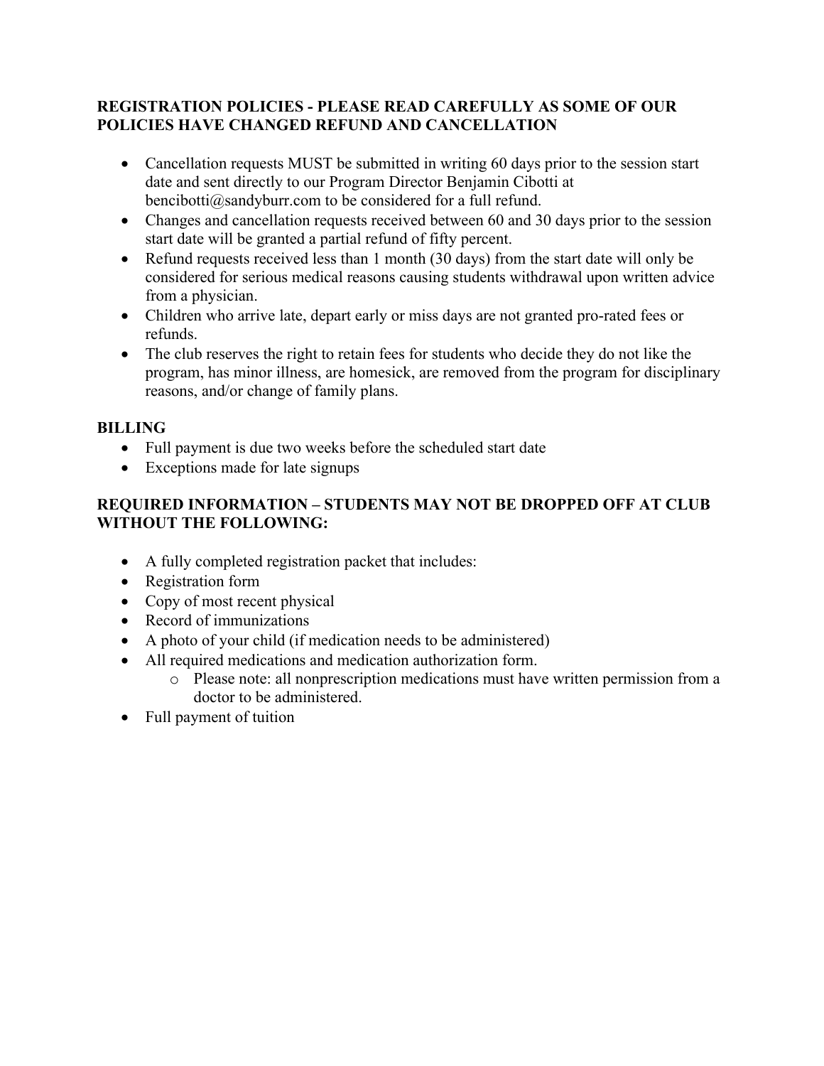**REGISTRATION POLICIES - PLEASE READ CAREFULLY AS SOME OF OUR POLICIES HAVE CHANGED REFUND AND CANCELLATION**

- Cancellation requests MUST be submitted in writing 60 days prior to the session start date and sent directly to our Program Director Benjamin Cibotti at bencibotti@sandyburr.com to be considered for a full refund.
- Changes and cancellation requests received between 60 and 30 days prior to the session start date will be granted a partial refund of fifty percent.
- Refund requests received less than 1 month (30 days) from the start date will only be considered for serious medical reasons causing students withdrawal upon written advice from a physician.
- Children who arrive late, depart early or miss days are not granted pro-rated fees or refunds.
- The club reserves the right to retain fees for students who decide they do not like the program, has minor illness, are homesick, are removed from the program for disciplinary reasons, and/or change of family plans.

**BILLING**

- Full payment is due two weeks before the scheduled start date
- Exceptions made for late signups

**REQUIRED INFORMATION – STUDENTS MAY NOT BE DROPPED OFF AT CLUB WITHOUT THE FOLLOWING:**

- A fully completed registration packet that includes:
- Registration form
- Copy of most recent physical
- Record of immunizations
- A photo of your child (if medication needs to be administered)
- All required medications and medication authorization form.
  - Please note: all nonprescription medications must have written permission from a doctor to be administered.
- Full payment of tuition